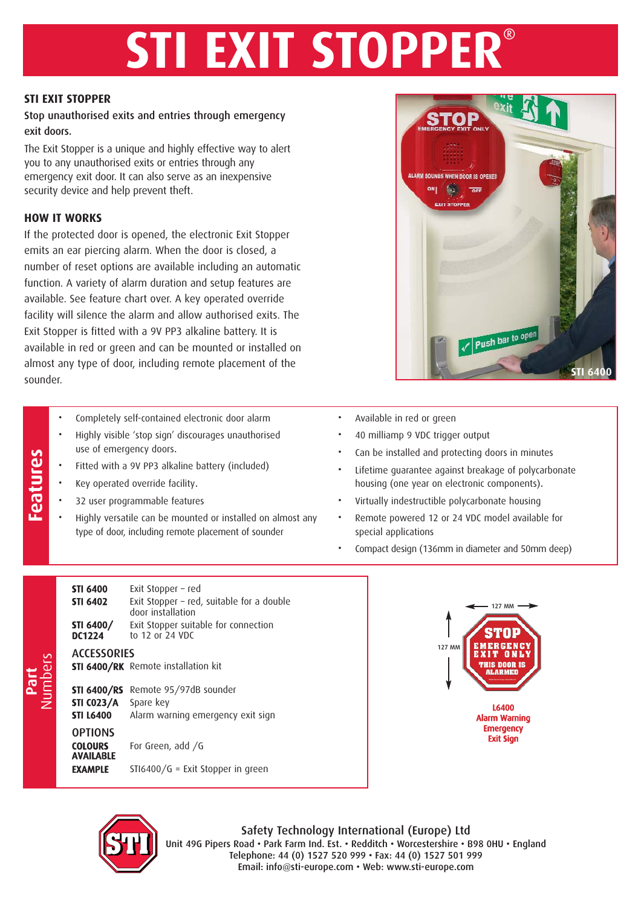# STI EXIT STOPPER®

## STI EXIT STOPPER

Stop unauthorised exits and entries through emergency exit doors.

The Exit Stopper is a unique and highly effective way to alert you to any unauthorised exits or entries through any emergency exit door. It can also serve as an inexpensive security device and help prevent theft.

## HOW IT WORKS

If the protected door is opened, the electronic Exit Stopper emits an ear piercing alarm. When the door is closed, a number of reset options are available including an automatic function. A variety of alarm duration and setup features are available. See feature chart over. A key operated override facility will silence the alarm and allow authorised exits. The Exit Stopper is fitted with a 9V PP3 alkaline battery. It is available in red or green and can be mounted or installed on almost any type of door, including remote placement of the sounder.

STI 6400

## Features

- Completely self-contained electronic door alarm
- Highly visible 'stop sign' discourages unauthorised use of emergency doors.
- Fitted with a 9V PP3 alkaline battery (included)
- Key operated override facility.
- 32 user programmable features
- Highly versatile can be mounted or installed on almost any type of door, including remote placement of sounder
- Available in red or green
- 40 milliamp 9 VDC trigger output
- Can be installed and protecting doors in minutes
- Lifetime guarantee against breakage of polycarbonate housing (one year on electronic components).
- Virtually indestructible polycarbonate housing
- Remote powered 12 or 24 VDC model available for special applications
- Compact design (136mm in diameter and 50mm deep)

## Part Numbers

| | |
|---|---|
| **STI 6400** | Exit Stopper – red |
| **STI 6402** | Exit Stopper – red, suitable for a double door installation |
| **STI 6400/ DC1224** | Exit Stopper suitable for connection to 12 or 24 VDC |

### ACCESSORIES

| | |
|---|---|
| **STI 6400/RK** | Remote installation kit |
| **STI 6400/RS** | Remote 95/97dB sounder |
| **STI C023/A** | Spare key |
| **STI L6400** | Alarm warning emergency exit sign |

### OPTIONS

| | |
|---|---|
| **COLOURS AVAILABLE** | For Green, add /G |
| **EXAMPLE** | STI6400/G = Exit Stopper in green |

127 MM × 127 MM

STOP EMERGENCY EXIT ONLY THIS DOOR IS ALARMED

**L6400 Alarm Warning Emergency Exit Sign**

Safety Technology International (Europe) Ltd
Unit 49G Pipers Road • Park Farm Ind. Est. • Redditch • Worcestershire • B98 0HU • England
Telephone: 44 (0) 1527 520 999 • Fax: 44 (0) 1527 501 999
Email: info@sti-europe.com • Web: www.sti-europe.com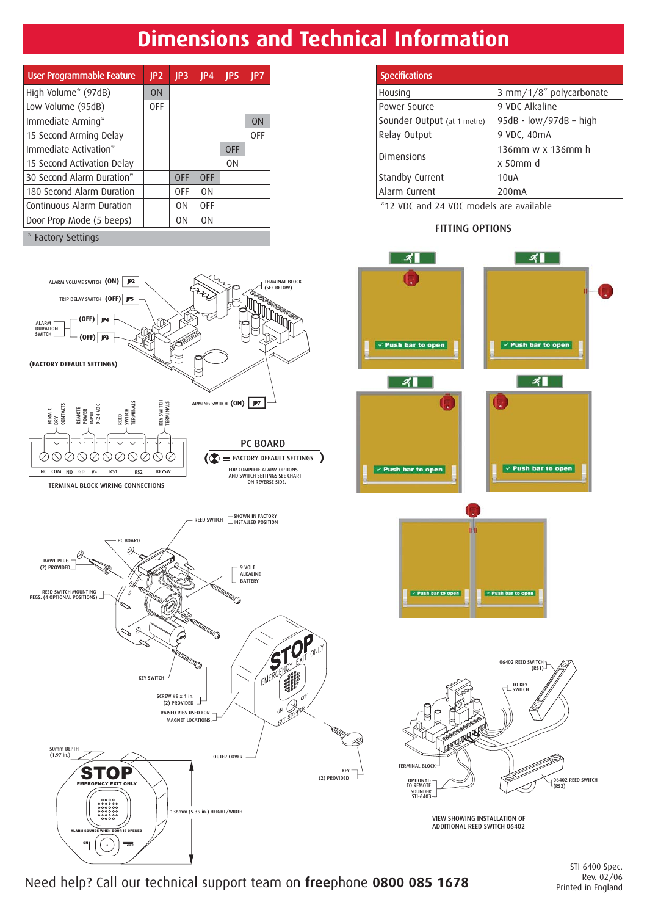# Dimensions and Technical Information

| User Programmable Feature | JP2 | JP3 | JP4 | JP5 | JP7 |
|---|---|---|---|---|---|
| High Volume* (97dB) | ON | | | | |
| Low Volume (95dB) | OFF | | | | |
| Immediate Arming* | | | | | ON |
| 15 Second Arming Delay | | | | | OFF |
| Immediate Activation* | | | | OFF | |
| 15 Second Activation Delay | | | | ON | |
| 30 Second Alarm Duration* | | OFF | OFF | | |
| 180 Second Alarm Duration | | OFF | ON | | |
| Continuous Alarm Duration | | ON | OFF | | |
| Door Prop Mode (5 beeps) | | ON | ON | | |

\* Factory Settings

| Specifications | |
|---|---|
| Housing | 3 mm/1/8" polycarbonate |
| Power Source | 9 VDC Alkaline |
| Sounder Output (at 1 metre) | 95dB - low/97dB - high |
| Relay Output | 9 VDC, 40mA |
| Dimensions | 136mm w x 136mm h x 50mm d |
| Standby Current | 10uA |
| Alarm Current | 200mA |

*12 VDC and 24 VDC models are available

FITTING OPTIONS

Push bar to open

ALARM VOLUME SWITCH (ON) JP2

TRIP DELAY SWITCH (OFF) JP5

ALARM DURATION SWITCH (OFF) JP4 (OFF) JP3

TERMINAL BLOCK (SEE BELOW)

(FACTORY DEFAULT SETTINGS)

ARMING SWITCH (ON) JP7

FORM C DRY CONTACTS — REMOTE POWER INPUT 9-24 VDC — REED SWITCH TERMINALS — KEY SWITCH TERMINALS

NC COM NO GD V+ RS1 RS2 KEYSW

TERMINAL BLOCK WIRING CONNECTIONS

PC BOARD

( = FACTORY DEFAULT SETTINGS )

FOR COMPLETE ALARM OPTIONS AND SWITCH SETTINGS SEE CHART ON REVERSE SIDE.

REED SWITCH — SHOWN IN FACTORY INSTALLED POSITION

PC BOARD

RAWL PLUG (2) PROVIDED

9 VOLT ALKALINE BATTERY

REED SWITCH MOUNTING PEGS. (4 OPTIONAL POSITIONS)

KEY SWITCH

SCREW #8 x 1 in. (2) PROVIDED

RAISED RIBS USED FOR MAGNET LOCATIONS.

STOP EMERGENCY EXIT ONLY

50mm DEPTH (1.97 in.)

OUTER COVER

KEY (2) PROVIDED

STOP EMERGENCY EXIT ONLY

ALARM SOUNDS WHEN DOOR IS OPENED

136mm (5.35 in.) HEIGHT/WIDTH

06402 REED SWITCH (RS1)

TO KEY SWITCH

TERMINAL BLOCK

OPTIONAL: TO REMOTE SOUNDER STI-6403

06402 REED SWITCH (RS2)

VIEW SHOWING INSTALLATION OF ADDITIONAL REED SWITCH 06402

Need help? Call our technical support team on **free**phone **0800 085 1678**

STI 6400 Spec.
Rev. 02/06
Printed in England